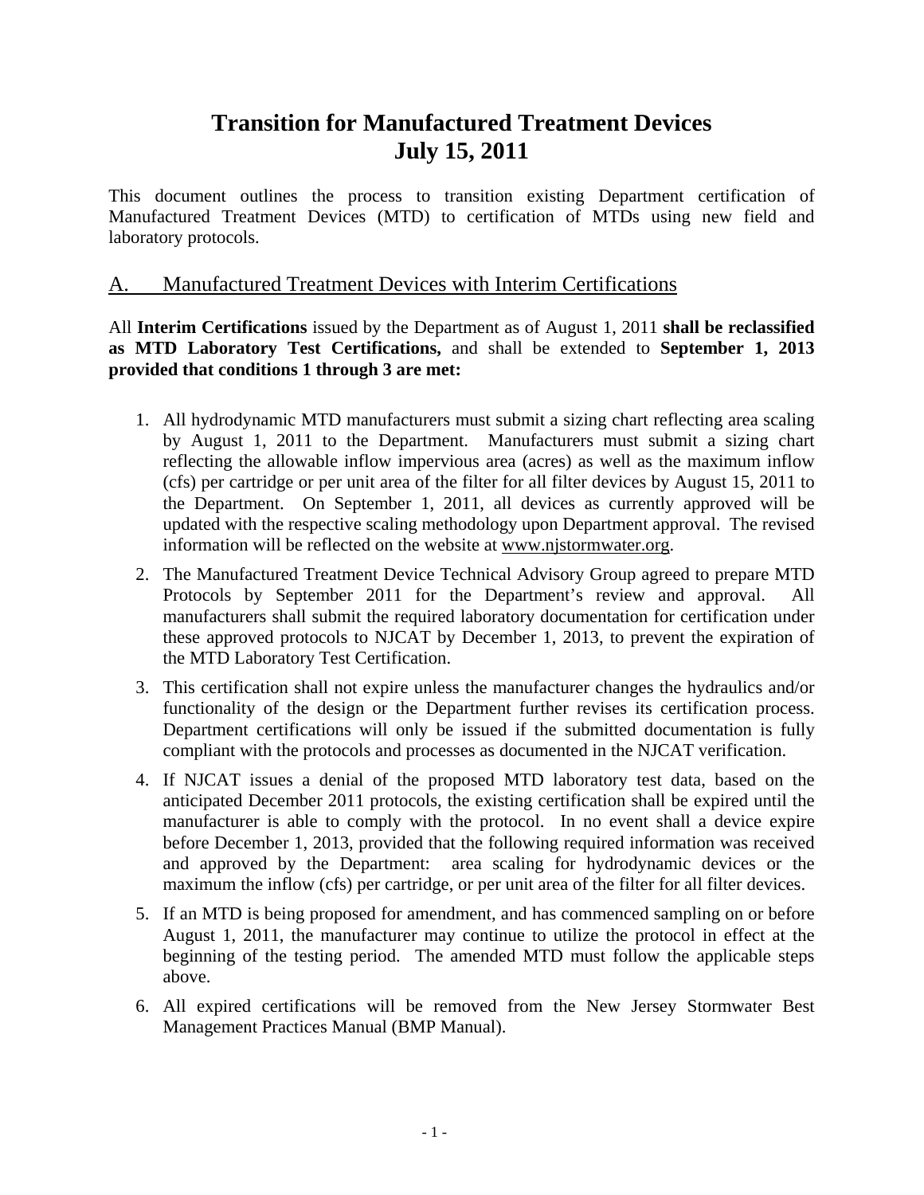# Transition for Manufactured Treatment Devices July 15, 2011

This document outlines the process to transition existing Department certification of Manufactured Treatment Devices (MTD) to certification of MTDs using new field and laboratory protocols.

## A. Manufactured Treatment Devices with Interim Certifications

All **Interim Certifications** issued by the Department as of August 1, 2011 **shall be reclassified as MTD Laboratory Test Certifications,** and shall be extended to **September 1, 2013 provided that conditions 1 through 3 are met:**

1. All hydrodynamic MTD manufacturers must submit a sizing chart reflecting area scaling by August 1, 2011 to the Department. Manufacturers must submit a sizing chart reflecting the allowable inflow impervious area (acres) as well as the maximum inflow (cfs) per cartridge or per unit area of the filter for all filter devices by August 15, 2011 to the Department. On September 1, 2011, all devices as currently approved will be updated with the respective scaling methodology upon Department approval. The revised information will be reflected on the website at www.njstormwater.org.
2. The Manufactured Treatment Device Technical Advisory Group agreed to prepare MTD Protocols by September 2011 for the Department's review and approval. All manufacturers shall submit the required laboratory documentation for certification under these approved protocols to NJCAT by December 1, 2013, to prevent the expiration of the MTD Laboratory Test Certification.
3. This certification shall not expire unless the manufacturer changes the hydraulics and/or functionality of the design or the Department further revises its certification process. Department certifications will only be issued if the submitted documentation is fully compliant with the protocols and processes as documented in the NJCAT verification.
4. If NJCAT issues a denial of the proposed MTD laboratory test data, based on the anticipated December 2011 protocols, the existing certification shall be expired until the manufacturer is able to comply with the protocol. In no event shall a device expire before December 1, 2013, provided that the following required information was received and approved by the Department: area scaling for hydrodynamic devices or the maximum the inflow (cfs) per cartridge, or per unit area of the filter for all filter devices.
5. If an MTD is being proposed for amendment, and has commenced sampling on or before August 1, 2011, the manufacturer may continue to utilize the protocol in effect at the beginning of the testing period. The amended MTD must follow the applicable steps above.
6. All expired certifications will be removed from the New Jersey Stormwater Best Management Practices Manual (BMP Manual).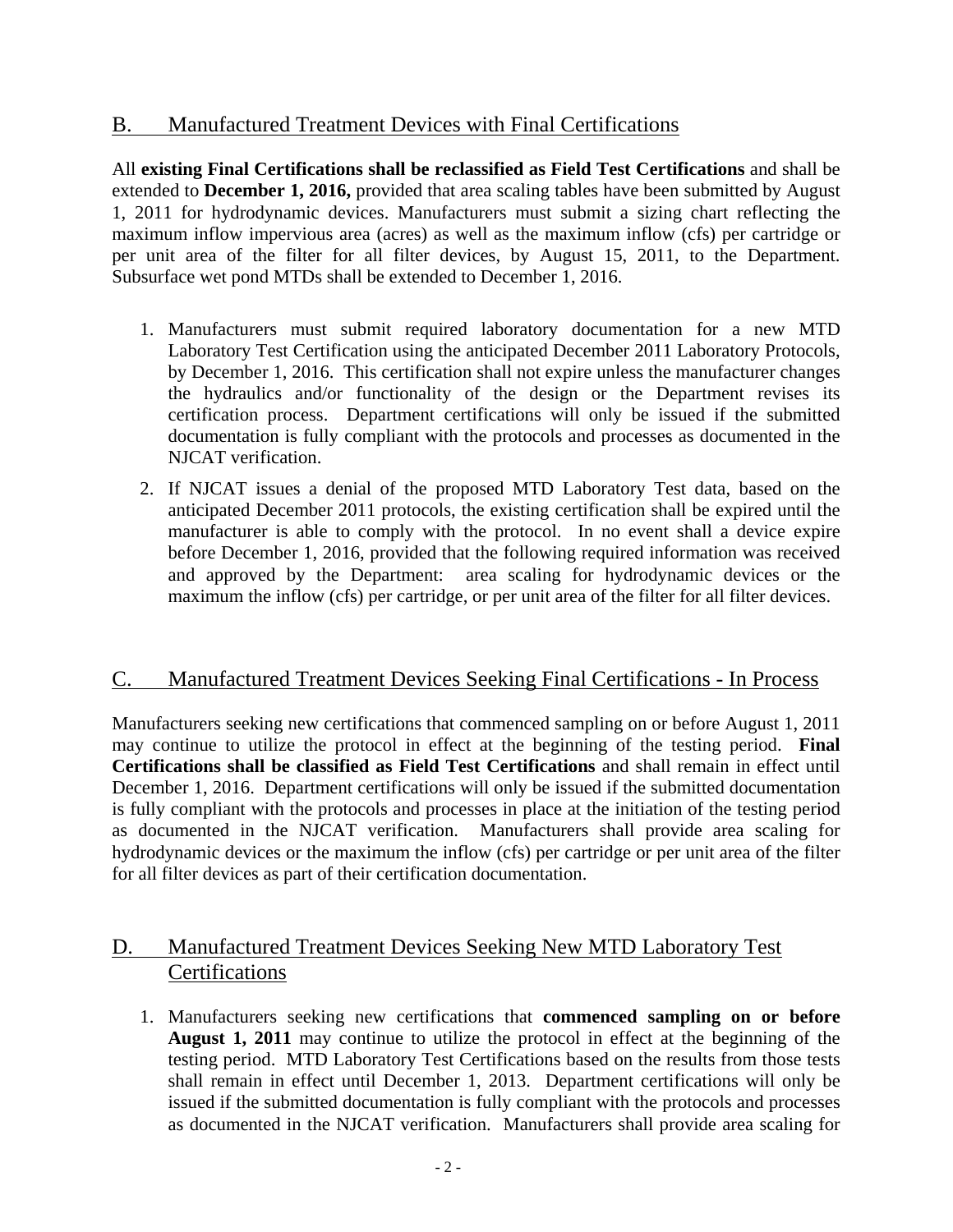## B. Manufactured Treatment Devices with Final Certifications

All **existing Final Certifications shall be reclassified as Field Test Certifications** and shall be extended to **December 1, 2016,** provided that area scaling tables have been submitted by August 1, 2011 for hydrodynamic devices. Manufacturers must submit a sizing chart reflecting the maximum inflow impervious area (acres) as well as the maximum inflow (cfs) per cartridge or per unit area of the filter for all filter devices, by August 15, 2011, to the Department. Subsurface wet pond MTDs shall be extended to December 1, 2016.

1. Manufacturers must submit required laboratory documentation for a new MTD Laboratory Test Certification using the anticipated December 2011 Laboratory Protocols, by December 1, 2016. This certification shall not expire unless the manufacturer changes the hydraulics and/or functionality of the design or the Department revises its certification process. Department certifications will only be issued if the submitted documentation is fully compliant with the protocols and processes as documented in the NJCAT verification.
2. If NJCAT issues a denial of the proposed MTD Laboratory Test data, based on the anticipated December 2011 protocols, the existing certification shall be expired until the manufacturer is able to comply with the protocol. In no event shall a device expire before December 1, 2016, provided that the following required information was received and approved by the Department: area scaling for hydrodynamic devices or the maximum the inflow (cfs) per cartridge, or per unit area of the filter for all filter devices.

## C. Manufactured Treatment Devices Seeking Final Certifications - In Process

Manufacturers seeking new certifications that commenced sampling on or before August 1, 2011 may continue to utilize the protocol in effect at the beginning of the testing period. **Final Certifications shall be classified as Field Test Certifications** and shall remain in effect until December 1, 2016. Department certifications will only be issued if the submitted documentation is fully compliant with the protocols and processes in place at the initiation of the testing period as documented in the NJCAT verification. Manufacturers shall provide area scaling for hydrodynamic devices or the maximum the inflow (cfs) per cartridge or per unit area of the filter for all filter devices as part of their certification documentation.

## D. Manufactured Treatment Devices Seeking New MTD Laboratory Test Certifications

1. Manufacturers seeking new certifications that **commenced sampling on or before August 1, 2011** may continue to utilize the protocol in effect at the beginning of the testing period. MTD Laboratory Test Certifications based on the results from those tests shall remain in effect until December 1, 2013. Department certifications will only be issued if the submitted documentation is fully compliant with the protocols and processes as documented in the NJCAT verification. Manufacturers shall provide area scaling for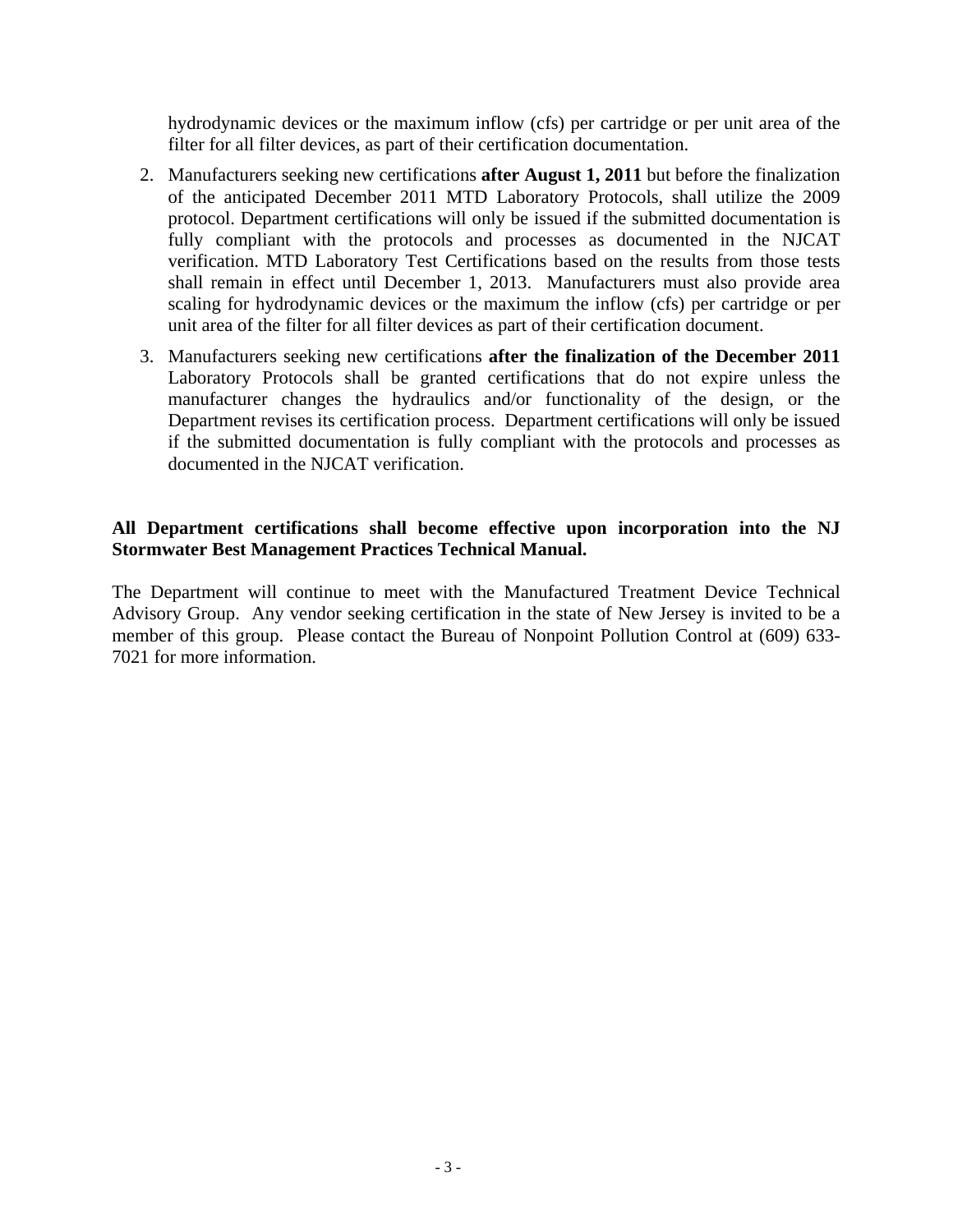hydrodynamic devices or the maximum inflow (cfs) per cartridge or per unit area of the filter for all filter devices, as part of their certification documentation.

2. Manufacturers seeking new certifications **after August 1, 2011** but before the finalization of the anticipated December 2011 MTD Laboratory Protocols, shall utilize the 2009 protocol. Department certifications will only be issued if the submitted documentation is fully compliant with the protocols and processes as documented in the NJCAT verification. MTD Laboratory Test Certifications based on the results from those tests shall remain in effect until December 1, 2013. Manufacturers must also provide area scaling for hydrodynamic devices or the maximum the inflow (cfs) per cartridge or per unit area of the filter for all filter devices as part of their certification document.

3. Manufacturers seeking new certifications **after the finalization of the December 2011** Laboratory Protocols shall be granted certifications that do not expire unless the manufacturer changes the hydraulics and/or functionality of the design, or the Department revises its certification process. Department certifications will only be issued if the submitted documentation is fully compliant with the protocols and processes as documented in the NJCAT verification.

**All Department certifications shall become effective upon incorporation into the NJ Stormwater Best Management Practices Technical Manual.**

The Department will continue to meet with the Manufactured Treatment Device Technical Advisory Group. Any vendor seeking certification in the state of New Jersey is invited to be a member of this group. Please contact the Bureau of Nonpoint Pollution Control at (609) 633-7021 for more information.